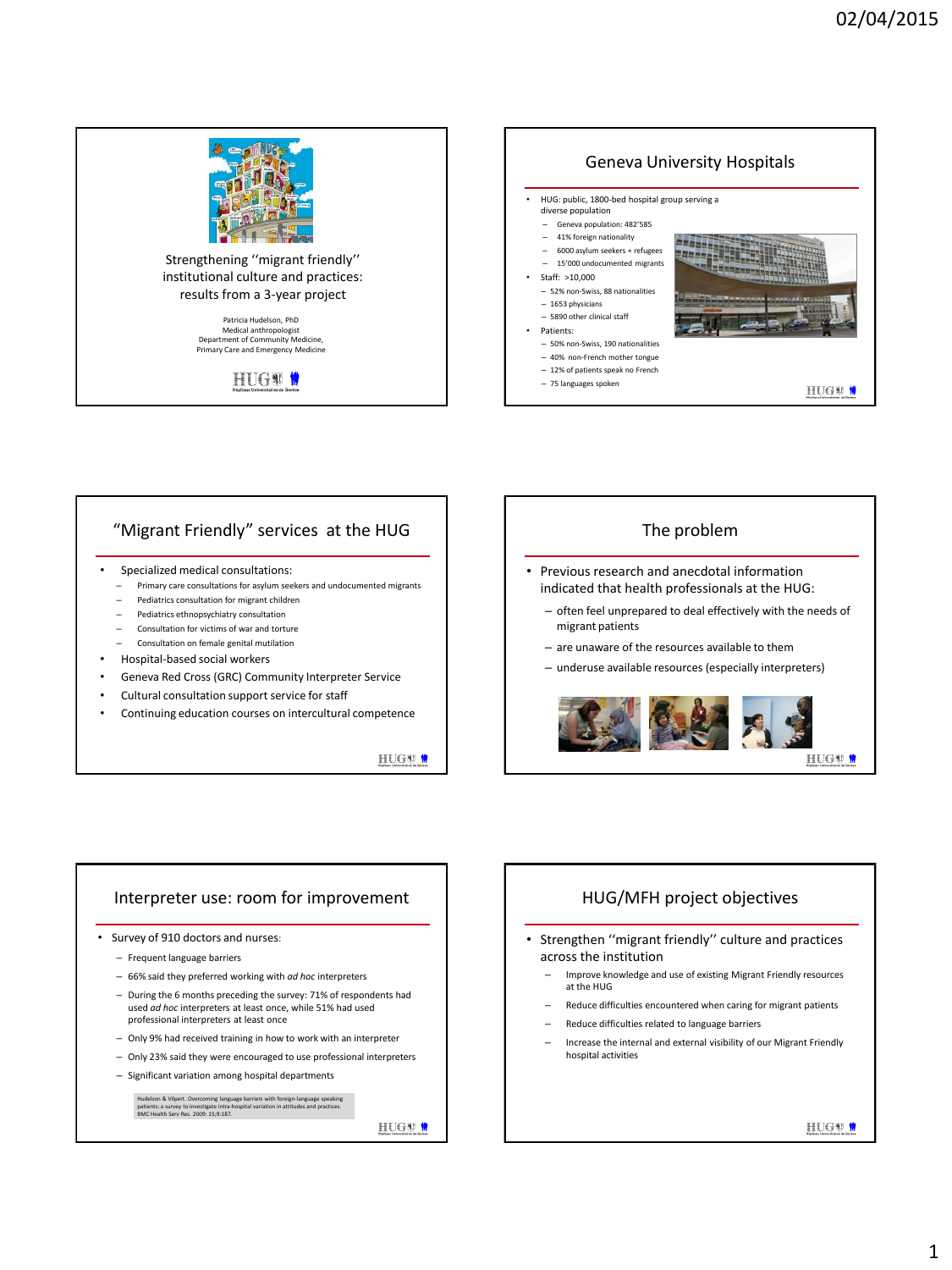## Strengthening ''migrant friendly'' institutional culture and practices: results from a 3-year project

Patricia Hudelson, PhD
Medical anthropologist
Department of Community Medicine,
Primary Care and Emergency Medicine

## Geneva University Hospitals

- HUG: public, 1800-bed hospital group serving a diverse population
  - Geneva population: 482'585
  - 41% foreign nationality
  - 6000 asylum seekers + refugees
  - 15'000 undocumented migrants
- Staff: >10,000
  - 52% non-Swiss, 88 nationalities
  - 1653 physicians
  - 5890 other clinical staff
- Patients:
  - 50% non-Swiss, 190 nationalities
  - 40% non-French mother tongue
  - 12% of patients speak no French
  - 75 languages spoken

## "Migrant Friendly" services at the HUG

- Specialized medical consultations:
  - Primary care consultations for asylum seekers and undocumented migrants
  - Pediatrics consultation for migrant children
  - Pediatrics ethnopsychiatry consultation
  - Consultation for victims of war and torture
  - Consultation on female genital mutilation
- Hospital-based social workers
- Geneva Red Cross (GRC) Community Interpreter Service
- Cultural consultation support service for staff
- Continuing education courses on intercultural competence

## The problem

- Previous research and anecdotal information indicated that health professionals at the HUG:
  - often feel unprepared to deal effectively with the needs of migrant patients
  - are unaware of the resources available to them
  - underuse available resources (especially interpreters)

## Interpreter use: room for improvement

- Survey of 910 doctors and nurses:
  - Frequent language barriers
  - 66% said they preferred working with *ad hoc* interpreters
  - During the 6 months preceding the survey: 71% of respondents had used *ad hoc* interpreters at least once, while 51% had used professional interpreters at least once
  - Only 9% had received training in how to work with an interpreter
  - Only 23% said they were encouraged to use professional interpreters
  - Significant variation among hospital departments

Hudelson & Vilpert. Overcoming language barriers with foreign-language speaking patients: a survey to investigate intra-hospital variation in attitudes and practices. BMC Health Serv Res. 2009; 15;9:187.

## HUG/MFH project objectives

- Strengthen ''migrant friendly'' culture and practices across the institution
  - Improve knowledge and use of existing Migrant Friendly resources at the HUG
  - Reduce difficulties encountered when caring for migrant patients
  - Reduce difficulties related to language barriers
  - Increase the internal and external visibility of our Migrant Friendly hospital activities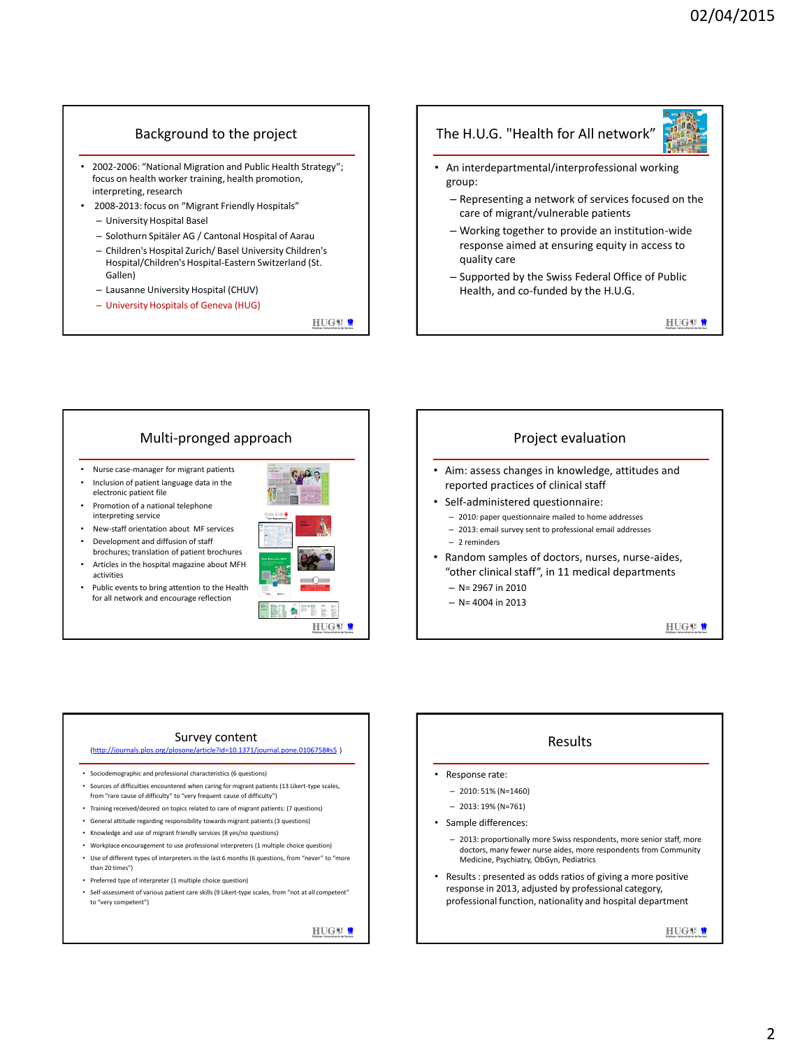## Background to the project

- 2002-2006: "National Migration and Public Health Strategy"; focus on health worker training, health promotion, interpreting, research
- 2008-2013: focus on "Migrant Friendly Hospitals"
  - University Hospital Basel
  - Solothurn Spitäler AG / Cantonal Hospital of Aarau
  - Children's Hospital Zurich/ Basel University Children's Hospital/Children's Hospital-Eastern Switzerland (St. Gallen)
  - Lausanne University Hospital (CHUV)
  - University Hospitals of Geneva (HUG)

## The H.U.G. "Health for All network"

- An interdepartmental/interprofessional working group:
  - Representing a network of services focused on the care of migrant/vulnerable patients
  - Working together to provide an institution-wide response aimed at ensuring equity in access to quality care
  - Supported by the Swiss Federal Office of Public Health, and co-funded by the H.U.G.

## Multi-pronged approach

- Nurse case-manager for migrant patients
- Inclusion of patient language data in the electronic patient file
- Promotion of a national telephone interpreting service
- New-staff orientation about MF services
- Development and diffusion of staff brochures; translation of patient brochures
- Articles in the hospital magazine about MFH activities
- Public events to bring attention to the Health for all network and encourage reflection

## Project evaluation

- Aim: assess changes in knowledge, attitudes and reported practices of clinical staff
- Self-administered questionnaire:
  - 2010: paper questionnaire mailed to home addresses
  - 2013: email survey sent to professional email addresses
  - 2 reminders
- Random samples of doctors, nurses, nurse-aides, "other clinical staff", in 11 medical departments
  - N= 2967 in 2010
  - N= 4004 in 2013

## Survey content

(http://journals.plos.org/plosone/article?id=10.1371/journal.pone.0106758#s5 )

- Sociodemographic and professional characteristics (6 questions)
- Sources of difficulties encountered when caring for migrant patients (13 Likert-type scales, from "rare cause of difficulty" to "very frequent cause of difficulty")
- Training received/desired on topics related to care of migrant patients: (7 questions)
- General attitude regarding responsibility towards migrant patients (3 questions)
- Knowledge and use of migrant friendly services (8 yes/no questions)
- Workplace encouragement to use professional interpreters (1 multiple choice question)
- Use of different types of interpreters in the last 6 months (6 questions, from "never" to "more than 20 times")
- Preferred type of interpreter (1 multiple choice question)
- Self-assessment of various patient care skills (9 Likert-type scales, from "not at all competent" to "very competent")

## Results

- Response rate:
  - 2010: 51% (N=1460)
  - 2013: 19% (N=761)
- Sample differences:
  - 2013: proportionally more Swiss respondents, more senior staff, more doctors, many fewer nurse aides, more respondents from Community Medicine, Psychiatry, ObGyn, Pediatrics
- Results : presented as odds ratios of giving a more positive response in 2013, adjusted by professional category, professional function, nationality and hospital department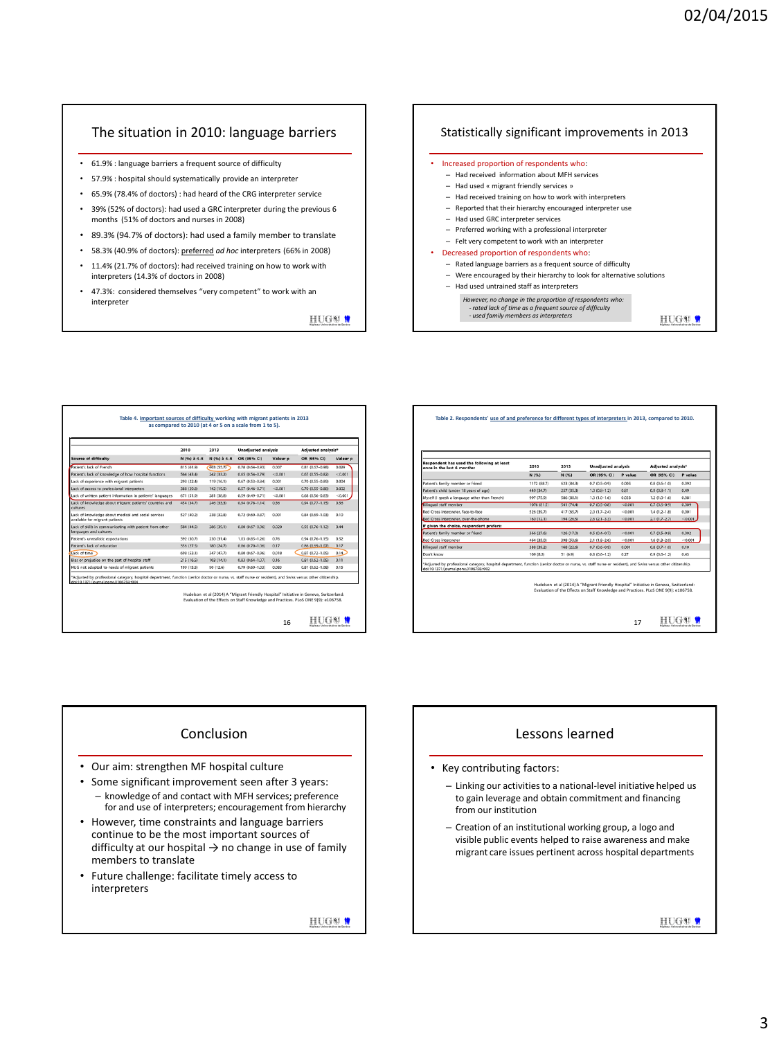## The situation in 2010: language barriers

- 61.9% : language barriers a frequent source of difficulty
- 57.9% : hospital should systematically provide an interpreter
- 65.9% (78.4% of doctors) : had heard of the CRG interpreter service
- 39% (52% of doctors): had used a GRC interpreter during the previous 6 months (51% of doctors and nurses in 2008)
- 89.3% (94.7% of doctors): had used a family member to translate
- 58.3% (40.9% of doctors): preferred *ad hoc* interpreters (66% in 2008)
- 11.4% (21.7% of doctors): had received training on how to work with interpreters (14.3% of doctors in 2008)
- 47.3%: considered themselves "very competent" to work with an interpreter

## Statistically significant improvements in 2013

- Increased proportion of respondents who:
  - Had received information about MFH services
  - Had used « migrant friendly services »
  - Had received training on how to work with interpreters
  - Reported that their hierarchy encouraged interpreter use
  - Had used GRC interpreter services
  - Preferred working with a professional interpreter
  - Felt very competent to work with an interpreter
- Decreased proportion of respondents who:
  - Rated language barriers as a frequent source of difficulty
  - Were encouraged by their hierarchy to look for alternative solutions
  - Had used untrained staff as interpreters

*However, no change in the proportion of respondents who:*
*- rated lack of time as a frequent source of difficulty*
*- used family members as interpreters*

Table 4. Important sources of difficulty working with migrant patients in 2013 as compared to 2010 (at 4 or 5 on a scale from 1 to 5).

| Source of difficulty | 2010 N (%) ≥ 4–5 | 2013 N (%) ≥ 4–5 | Unadjusted analysis OR (95% CI) | Valeur p | Adjusted analysis* OR (95% CI) | Valeur p |
|---|---|---|---|---|---|---|
| Patient's lack of French | 815 (61.9) | 403 (55.7) | 0.78 (0.64–0.93) | 0.007 | 0.81 (0.67–0.98) | 0.029 |
| Patient's lack of knowledge of how hospital functions | 564 (43.4) | 242 (33.2) | 0.65 (0.54–0.79) | <0.001 | 0.67 (0.55–0.82) | <0.001 |
| Lack of experience with migrant patients | 295 (22.4) | 119 (16.3) | 0.67 (0.53–0.84) | 0.001 | 0.70 (0.55–0.89) | 0.004 |
| Lack of access to professional interpreters | 388 (29.8) | 142 (19.5) | 0.57 (0.46–0.71) | <0.001 | 0.70 (0.55–0.88) | 0.002 |
| Lack of written patient information in patients' languages | 671 (51.9) | 281 (38.8) | 0.59 (0.49–0.71) | <0.001 | 0.68 (0.56–0.83) | <0.001 |
| Lack of knowledge about migrant patients' countries and cultures | 454 (34.7) | 245 (33.5) | 0.94 (0.78–1.14) | 0.56 | 0.94 (0.77–1.15) | 0.56 |
| Lack of knowledge about medical and social services available for migrant patients | 527 (40.2) | 238 (32.8) | 0.72 (0.60–0.87) | 0.001 | 0.84 (0.69–1.03) | 0.10 |
| Lack of skills in communicating with patient from other languages and cultures | 584 (44.5) | 286 (39.3) | 0.80 (0.67–0.96) | 0.020 | 0.93 (0.76–1.12) | 0.44 |
| Patient's unrealistic expectations | 392 (30.7) | 230 (31.4) | 1.03 (0.85–1.26) | 0.76 | 0.94 (0.76–1.15) | 0.52 |
| Patient's lack of education | 358 (27.5) | 180 (24.7) | 0.86 (0.70–1.06) | 0.17 | 0.86 (0.69–1.07) | 0.17 |
| Lack of time | 698 (53.1) | 347 (47.7) | 0.80 (0.67–0.96) | 0.018 | 0.87 (0.72–1.05) | 0.14 |
| Bias or prejudice on the part of hospital staff | 215 (16.5) | 103 (14.1) | 0.83 (0.64–1.07) | 0.16 | 0.81 (0.62–1.05) | 0.11 |
| HUG not adapted to needs of migrant patients | 199 (15.3) | 90 (12.4) | 0.79 (0.60–1.03) | 0.083 | 0.81 (0.62–1.08) | 0.15 |

*Adjusted by professional category, hospital department, function (senior doctor or nurse, vs. staff nurse or resident), and Swiss versus other citizenship.
doi:10.1371/journal.pone.0106758.t004

Hudelson et al (2014) A "Migrant Friendly Hospital" Initiative in Geneva, Switzerland: Evaluation of the Effects on Staff Knowledge and Practices. PLoS ONE 9(9): e106758.

Table 2. Respondents' use of and preference for different types of interpreters in 2013, compared to 2010.

| Respondent has used the following at least once in the last 6 months: | 2010 N (%) | 2013 N (%) | Unadjusted analysis OR (95% CI) | P value | Adjusted analysis* OR (95% CI) | P value |
|---|---|---|---|---|---|---|
| Patient's family member or friend | 1170 (88.7) | 623 (84.3) | 0.7 (0.5–0.9) | 0.005 | 0.8 (0.6–1.0) | 0.092 |
| Patient's child (under 18 years of age) | 449 (34.7) | 257 (35.3) | 1.0 (0.8–1.2) | 0.81 | 0.9 (0.8–1.1) | 0.49 |
| Myself (I speak a language other than French) | 997 (75.9) | 585 (80.3) | 1.3 (1.0–1.6) | 0.023 | 1.2 (1.0–1.6) | 0.081 |
| Bilingual staff member | 1076 (81.5) | 541 (74.4) | 0.7 (0.5–0.8) | <0.001 | 0.7 (0.6–0.9) | 0.009 |
| Red Cross interpreter, face-to-face | 526 (39.7) | 417 (56.7) | 2.0 (1.7–2.4) | <0.001 | 1.4 (1.2–1.8) | 0.001 |
| Red Cross interpreter, over-the-phone | 160 (12.1) | 194 (26.5) | 2.6 (2.1–3.3) | <0.001 | 2.1 (1.7–2.7) | <0.001 |
| **If given the choice, respondent prefers:** | | | | | | |
| Patient's family member or friend | 366 (27.6) | 126 (17.0) | 0.5 (0.4–0.7) | <0.001 | 0.7 (0.5–0.9) | 0.002 |
| Red Cross interpreter | 464 (35.0) | 398 (53.6) | 2.1 (1.8–2.6) | <0.001 | 1.6 (1.3–2.0) | <0.001 |
| Bilingual staff member | 388 (29.2) | 168 (22.6) | 0.7 (0.6–0.9) | 0.001 | 0.8 (0.7–1.0) | 0.10 |
| Don't know | 109 (8.2) | 51 (6.9) | 0.8 (0.6–1.2) | 0.27 | 0.9 (0.6–1.2) | 0.43 |

*Adjusted by professional category, hospital department, function (senior doctor or nurse, vs. staff nurse or resident), and Swiss versus other citizenship.
doi:10.1371/journal.pone.0106758.t002

Hudelson et al (2014) A "Migrant Friendly Hospital" Initiative in Geneva, Switzerland: Evaluation of the Effects on Staff Knowledge and Practices. PLoS ONE 9(9): e106758.

## Conclusion

- Our aim: strengthen MF hospital culture
- Some significant improvement seen after 3 years:
  - knowledge of and contact with MFH services; preference for and use of interpreters; encouragement from hierarchy
- However, time constraints and language barriers continue to be the most important sources of difficulty at our hospital → no change in use of family members to translate
- Future challenge: facilitate timely access to interpreters

## Lessons learned

- Key contributing factors:
  - Linking our activities to a national-level initiative helped us to gain leverage and obtain commitment and financing from our institution
  - Creation of an institutional working group, a logo and visible public events helped to raise awareness and make migrant care issues pertinent across hospital departments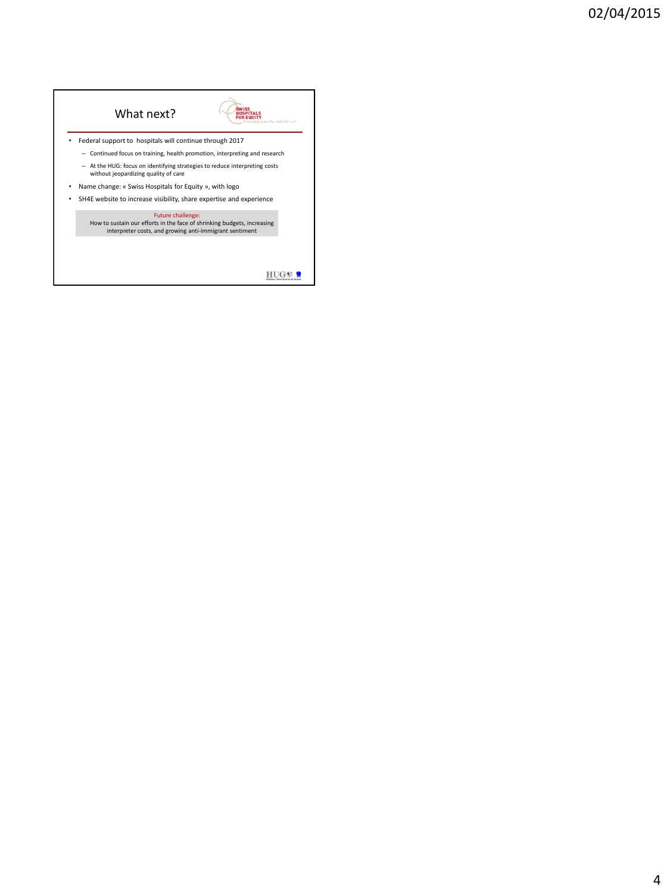# What next?

- Federal support to hospitals will continue through 2017
  - Continued focus on training, health promotion, interpreting and research
  - At the HUG: focus on identifying strategies to reduce interpreting costs without jeopardizing quality of care
- Name change: « Swiss Hospitals for Equity », with logo
- SH4E website to increase visibility, share expertise and experience

Future challenge:
How to sustain our efforts in the face of shrinking budgets, increasing interpreter costs, and growing anti-immigrant sentiment